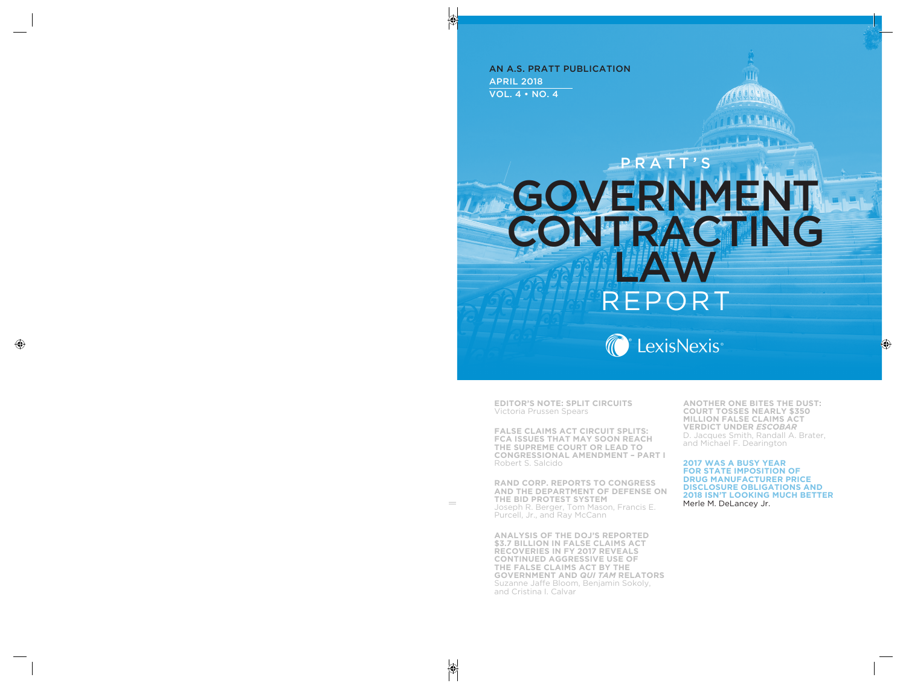AN A.S. PRATT PUBLICATION

APRIL 2018

VOL. 4 • NO. 4

# PRATT'S GOVERNMENT CONTRACTING LAW REPORT

LexisNexis®

**EDITOR'S NOTE: SPLIT CIRCUITS**
Victoria Prussen Spears

**FALSE CLAIMS ACT CIRCUIT SPLITS: FCA ISSUES THAT MAY SOON REACH THE SUPREME COURT OR LEAD TO CONGRESSIONAL AMENDMENT – PART I**
Robert S. Salcido

**RAND CORP. REPORTS TO CONGRESS AND THE DEPARTMENT OF DEFENSE ON THE BID PROTEST SYSTEM**
Joseph R. Berger, Tom Mason, Francis E. Purcell, Jr., and Ray McCann

**ANALYSIS OF THE DOJ'S REPORTED $3.7 BILLION IN FALSE CLAIMS ACT RECOVERIES IN FY 2017 REVEALS CONTINUED AGGRESSIVE USE OF THE FALSE CLAIMS ACT BY THE GOVERNMENT AND *QUI TAM* RELATORS**
Suzanne Jaffe Bloom, Benjamin Sokoly, and Cristina I. Calvar

**ANOTHER ONE BITES THE DUST: COURT TOSSES NEARLY $350 MILLION FALSE CLAIMS ACT VERDICT UNDER *ESCOBAR***
D. Jacques Smith, Randall A. Brater, and Michael F. Dearington

**2017 WAS A BUSY YEAR FOR STATE IMPOSITION OF DRUG MANUFACTURER PRICE DISCLOSURE OBLIGATIONS AND 2018 ISN'T LOOKING MUCH BETTER**
Merle M. DeLancey Jr.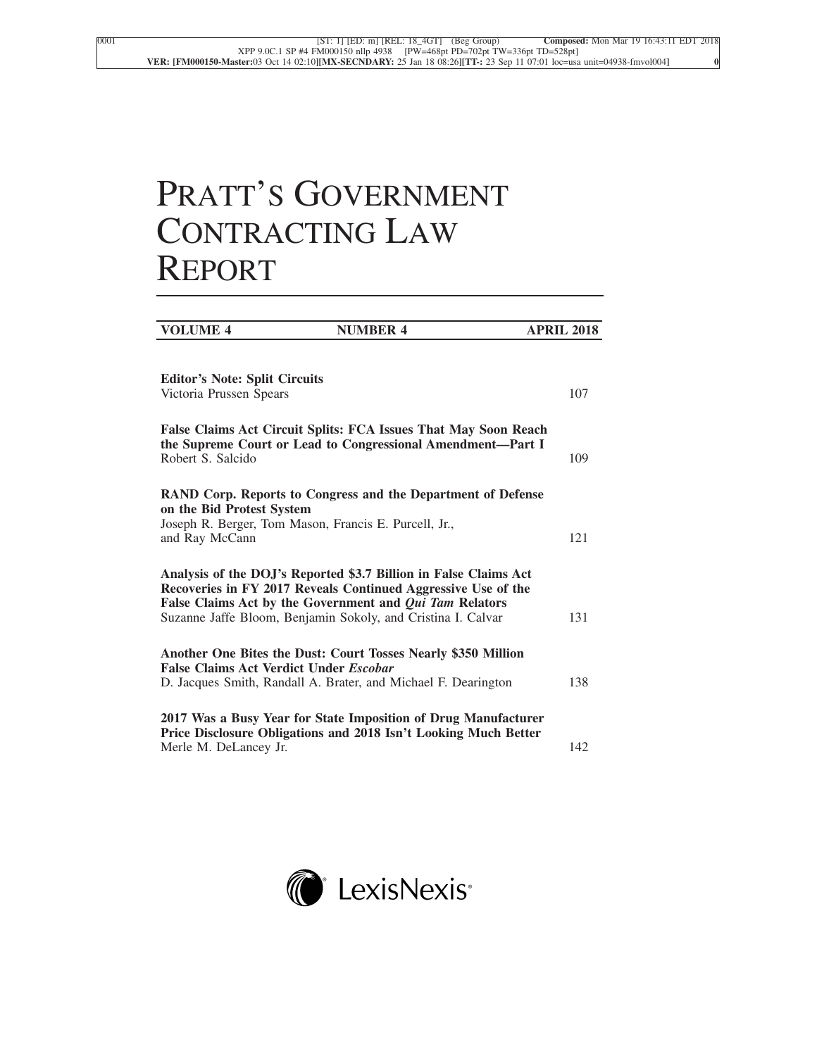# PRATT'S GOVERNMENT CONTRACTING LAW REPORT

| VOLUME 4 | NUMBER 4 | APRIL 2018 |
|---|---|---|

**Editor's Note: Split Circuits**
Victoria Prussen Spears — 107

**False Claims Act Circuit Splits: FCA Issues That May Soon Reach the Supreme Court or Lead to Congressional Amendment—Part I**
Robert S. Salcido — 109

**RAND Corp. Reports to Congress and the Department of Defense on the Bid Protest System**
Joseph R. Berger, Tom Mason, Francis E. Purcell, Jr., and Ray McCann — 121

**Analysis of the DOJ's Reported $3.7 Billion in False Claims Act Recoveries in FY 2017 Reveals Continued Aggressive Use of the False Claims Act by the Government and *Qui Tam* Relators**
Suzanne Jaffe Bloom, Benjamin Sokoly, and Cristina I. Calvar — 131

**Another One Bites the Dust: Court Tosses Nearly $350 Million False Claims Act Verdict Under *Escobar***
D. Jacques Smith, Randall A. Brater, and Michael F. Dearington — 138

**2017 Was a Busy Year for State Imposition of Drug Manufacturer Price Disclosure Obligations and 2018 Isn't Looking Much Better**
Merle M. DeLancey Jr. — 142

LexisNexis®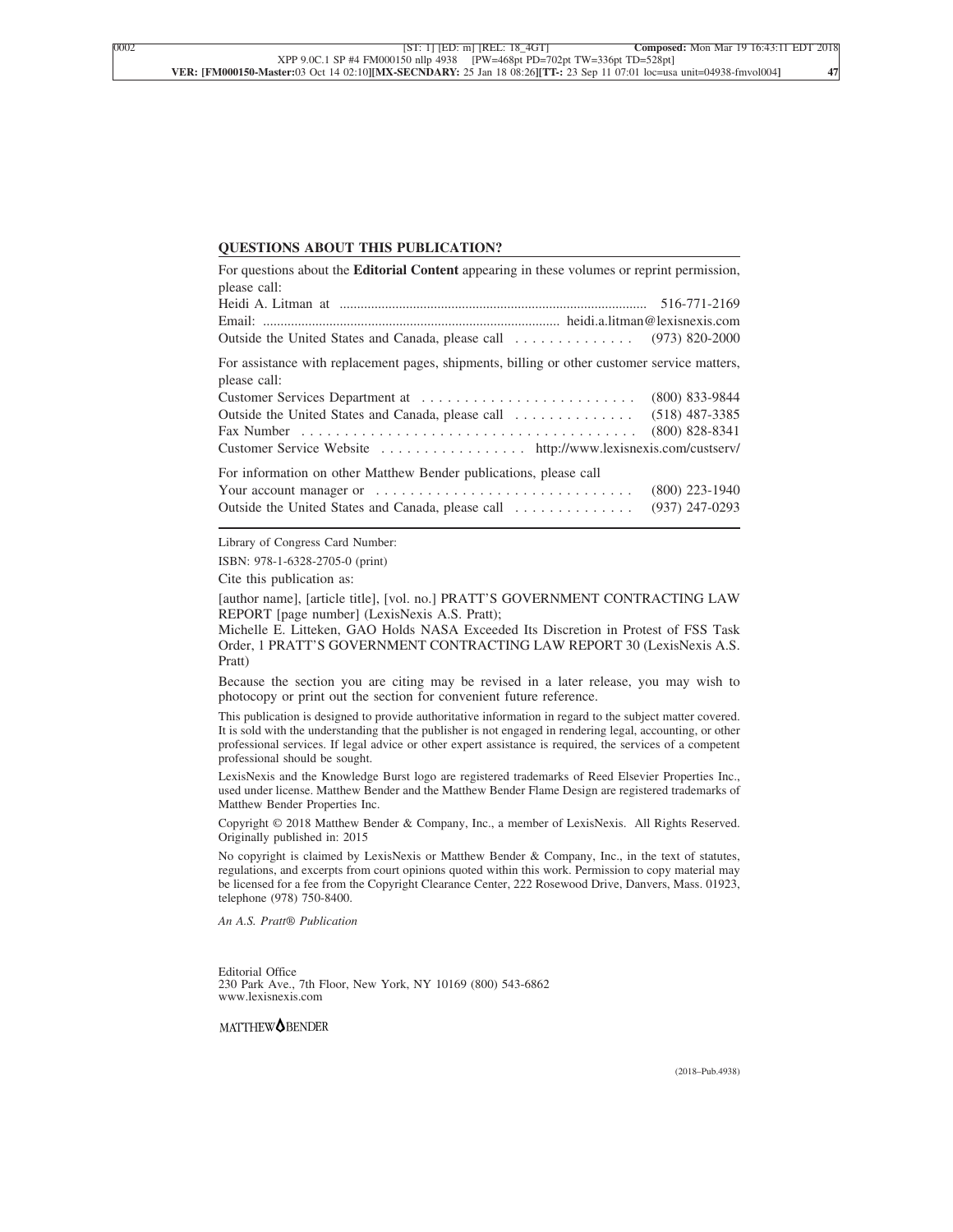## QUESTIONS ABOUT THIS PUBLICATION?

For questions about the **Editorial Content** appearing in these volumes or reprint permission, please call:

Heidi A. Litman at ........................................ 516-771-2169

Email: ........................................ heidi.a.litman@lexisnexis.com

Outside the United States and Canada, please call ........ (973) 820-2000

For assistance with replacement pages, shipments, billing or other customer service matters, please call:

Customer Services Department at ........................ (800) 833-9844

Outside the United States and Canada, please call ........ (518) 487-3385

Fax Number ........................................ (800) 828-8341

Customer Service Website ........ http://www.lexisnexis.com/custserv/

For information on other Matthew Bender publications, please call

Your account manager or ........................................ (800) 223-1940

Outside the United States and Canada, please call ........ (937) 247-0293

---

Library of Congress Card Number:

ISBN: 978-1-6328-2705-0 (print)

Cite this publication as:

[author name], [article title], [vol. no.] PRATT'S GOVERNMENT CONTRACTING LAW REPORT [page number] (LexisNexis A.S. Pratt);

Michelle E. Litteken, GAO Holds NASA Exceeded Its Discretion in Protest of FSS Task Order, 1 PRATT'S GOVERNMENT CONTRACTING LAW REPORT 30 (LexisNexis A.S. Pratt)

Because the section you are citing may be revised in a later release, you may wish to photocopy or print out the section for convenient future reference.

This publication is designed to provide authoritative information in regard to the subject matter covered. It is sold with the understanding that the publisher is not engaged in rendering legal, accounting, or other professional services. If legal advice or other expert assistance is required, the services of a competent professional should be sought.

LexisNexis and the Knowledge Burst logo are registered trademarks of Reed Elsevier Properties Inc., used under license. Matthew Bender and the Matthew Bender Flame Design are registered trademarks of Matthew Bender Properties Inc.

Copyright © 2018 Matthew Bender & Company, Inc., a member of LexisNexis. All Rights Reserved. Originally published in: 2015

No copyright is claimed by LexisNexis or Matthew Bender & Company, Inc., in the text of statutes, regulations, and excerpts from court opinions quoted within this work. Permission to copy material may be licensed for a fee from the Copyright Clearance Center, 222 Rosewood Drive, Danvers, Mass. 01923, telephone (978) 750-8400.

*An A.S. Pratt® Publication*

Editorial Office
230 Park Ave., 7th Floor, New York, NY 10169 (800) 543-6862
www.lexisnexis.com

MATTHEW BENDER

(2018–Pub.4938)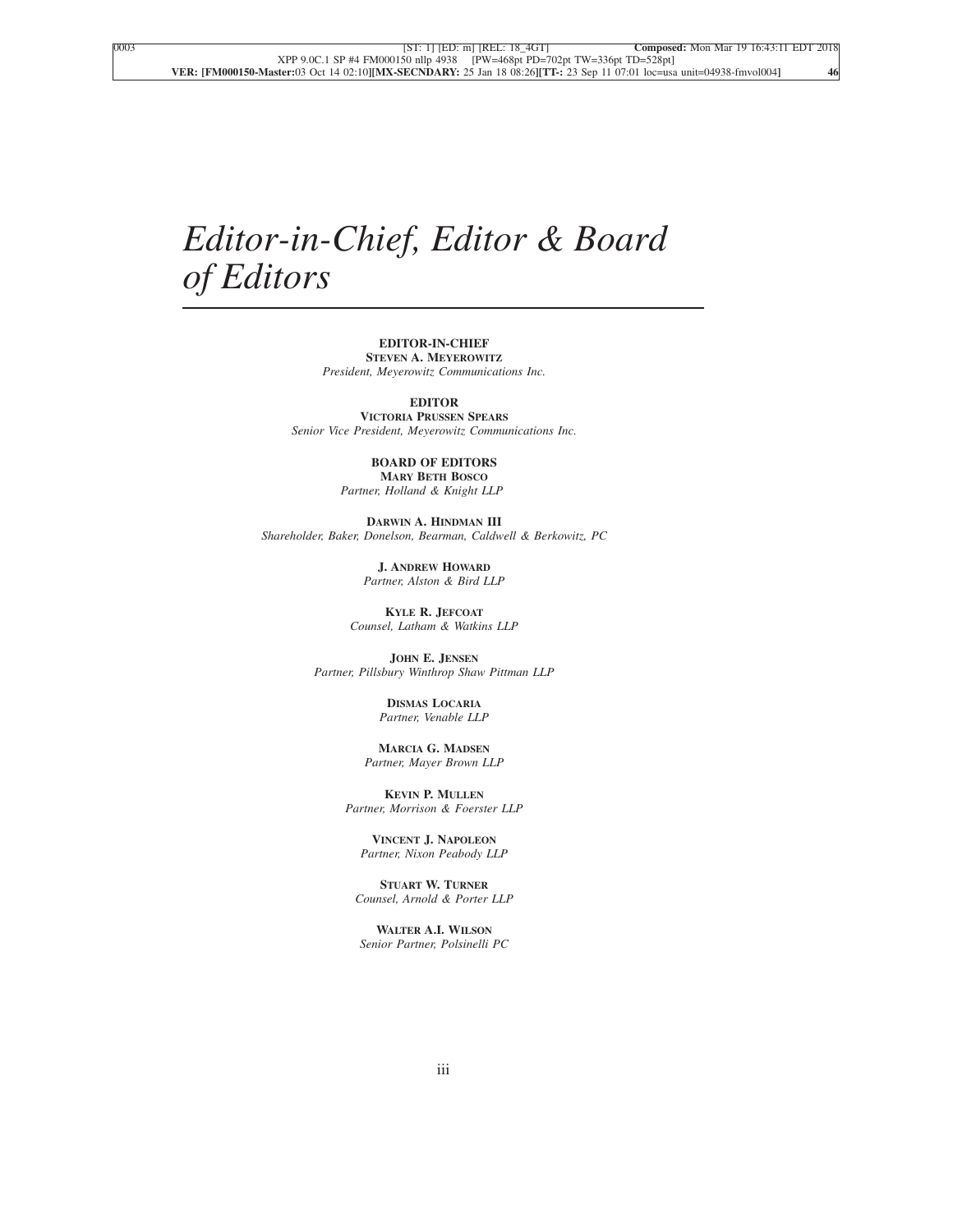# *Editor-in-Chief, Editor & Board of Editors*

**EDITOR-IN-CHIEF**
**STEVEN A. MEYEROWITZ**
*President, Meyerowitz Communications Inc.*

**EDITOR**
**VICTORIA PRUSSEN SPEARS**
*Senior Vice President, Meyerowitz Communications Inc.*

**BOARD OF EDITORS**
**MARY BETH BOSCO**
*Partner, Holland & Knight LLP*

**DARWIN A. HINDMAN III**
*Shareholder, Baker, Donelson, Bearman, Caldwell & Berkowitz, PC*

**J. ANDREW HOWARD**
*Partner, Alston & Bird LLP*

**KYLE R. JEFCOAT**
*Counsel, Latham & Watkins LLP*

**JOHN E. JENSEN**
*Partner, Pillsbury Winthrop Shaw Pittman LLP*

**DISMAS LOCARIA**
*Partner, Venable LLP*

**MARCIA G. MADSEN**
*Partner, Mayer Brown LLP*

**KEVIN P. MULLEN**
*Partner, Morrison & Foerster LLP*

**VINCENT J. NAPOLEON**
*Partner, Nixon Peabody LLP*

**STUART W. TURNER**
*Counsel, Arnold & Porter LLP*

**WALTER A.I. WILSON**
*Senior Partner, Polsinelli PC*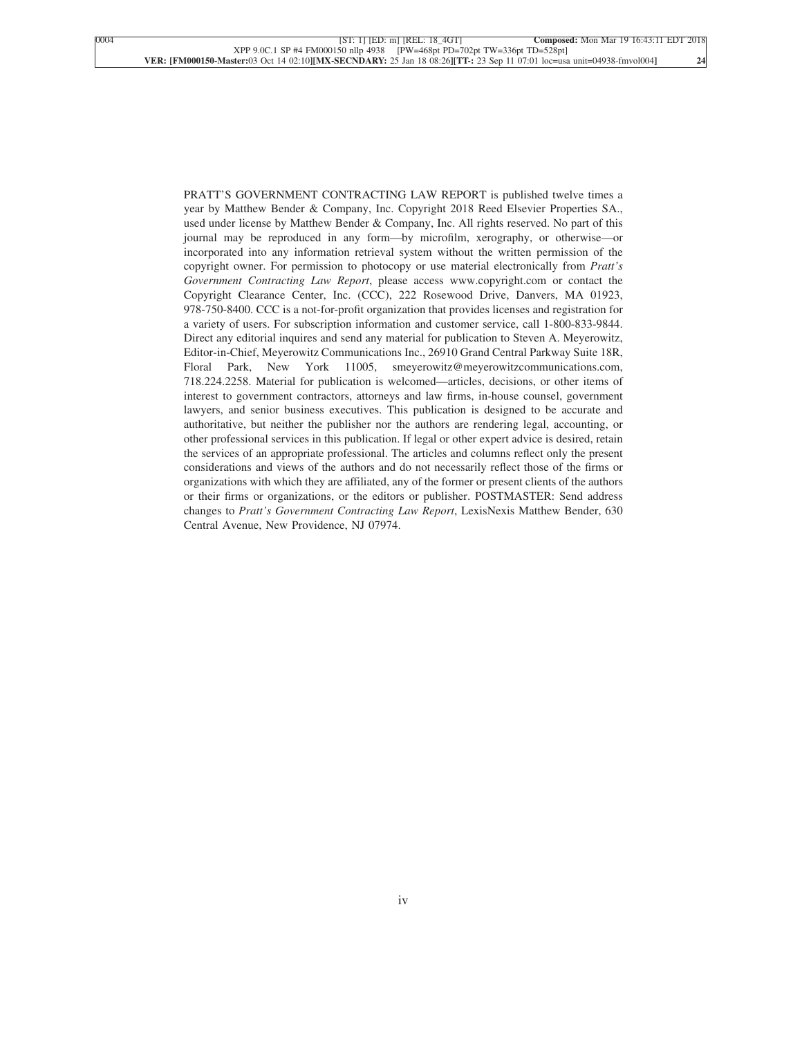PRATT'S GOVERNMENT CONTRACTING LAW REPORT is published twelve times a year by Matthew Bender & Company, Inc. Copyright 2018 Reed Elsevier Properties SA., used under license by Matthew Bender & Company, Inc. All rights reserved. No part of this journal may be reproduced in any form—by microfilm, xerography, or otherwise—or incorporated into any information retrieval system without the written permission of the copyright owner. For permission to photocopy or use material electronically from *Pratt's Government Contracting Law Report*, please access www.copyright.com or contact the Copyright Clearance Center, Inc. (CCC), 222 Rosewood Drive, Danvers, MA 01923, 978-750-8400. CCC is a not-for-profit organization that provides licenses and registration for a variety of users. For subscription information and customer service, call 1-800-833-9844. Direct any editorial inquires and send any material for publication to Steven A. Meyerowitz, Editor-in-Chief, Meyerowitz Communications Inc., 26910 Grand Central Parkway Suite 18R, Floral Park, New York 11005, smeyerowitz@meyerowitzcommunications.com, 718.224.2258. Material for publication is welcomed—articles, decisions, or other items of interest to government contractors, attorneys and law firms, in-house counsel, government lawyers, and senior business executives. This publication is designed to be accurate and authoritative, but neither the publisher nor the authors are rendering legal, accounting, or other professional services in this publication. If legal or other expert advice is desired, retain the services of an appropriate professional. The articles and columns reflect only the present considerations and views of the authors and do not necessarily reflect those of the firms or organizations with which they are affiliated, any of the former or present clients of the authors or their firms or organizations, or the editors or publisher. POSTMASTER: Send address changes to *Pratt's Government Contracting Law Report*, LexisNexis Matthew Bender, 630 Central Avenue, New Providence, NJ 07974.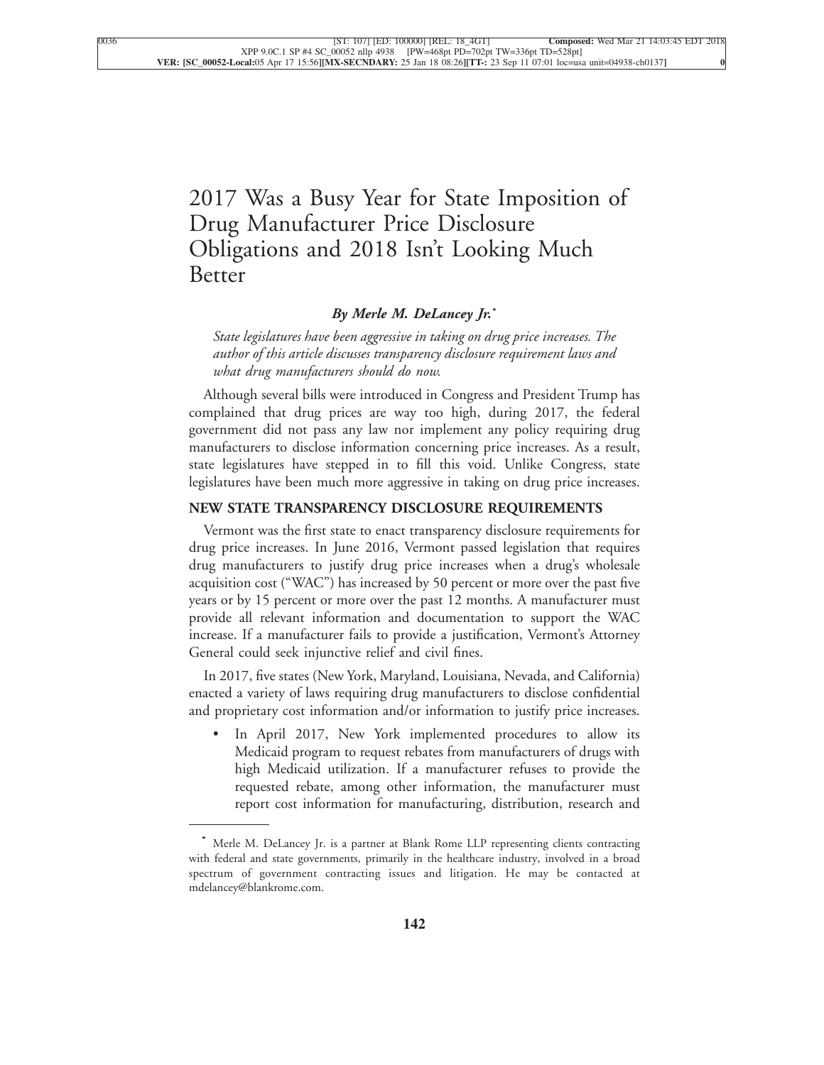# 2017 Was a Busy Year for State Imposition of Drug Manufacturer Price Disclosure Obligations and 2018 Isn't Looking Much Better

***By Merle M. DeLancey Jr.****

*State legislatures have been aggressive in taking on drug price increases. The author of this article discusses transparency disclosure requirement laws and what drug manufacturers should do now.*

Although several bills were introduced in Congress and President Trump has complained that drug prices are way too high, during 2017, the federal government did not pass any law nor implement any policy requiring drug manufacturers to disclose information concerning price increases. As a result, state legislatures have stepped in to fill this void. Unlike Congress, state legislatures have been much more aggressive in taking on drug price increases.

## NEW STATE TRANSPARENCY DISCLOSURE REQUIREMENTS

Vermont was the first state to enact transparency disclosure requirements for drug price increases. In June 2016, Vermont passed legislation that requires drug manufacturers to justify drug price increases when a drug's wholesale acquisition cost ("WAC") has increased by 50 percent or more over the past five years or by 15 percent or more over the past 12 months. A manufacturer must provide all relevant information and documentation to support the WAC increase. If a manufacturer fails to provide a justification, Vermont's Attorney General could seek injunctive relief and civil fines.

In 2017, five states (New York, Maryland, Louisiana, Nevada, and California) enacted a variety of laws requiring drug manufacturers to disclose confidential and proprietary cost information and/or information to justify price increases.

- In April 2017, New York implemented procedures to allow its Medicaid program to request rebates from manufacturers of drugs with high Medicaid utilization. If a manufacturer refuses to provide the requested rebate, among other information, the manufacturer must report cost information for manufacturing, distribution, research and

---

\* Merle M. DeLancey Jr. is a partner at Blank Rome LLP representing clients contracting with federal and state governments, primarily in the healthcare industry, involved in a broad spectrum of government contracting issues and litigation. He may be contacted at mdelancey@blankrome.com.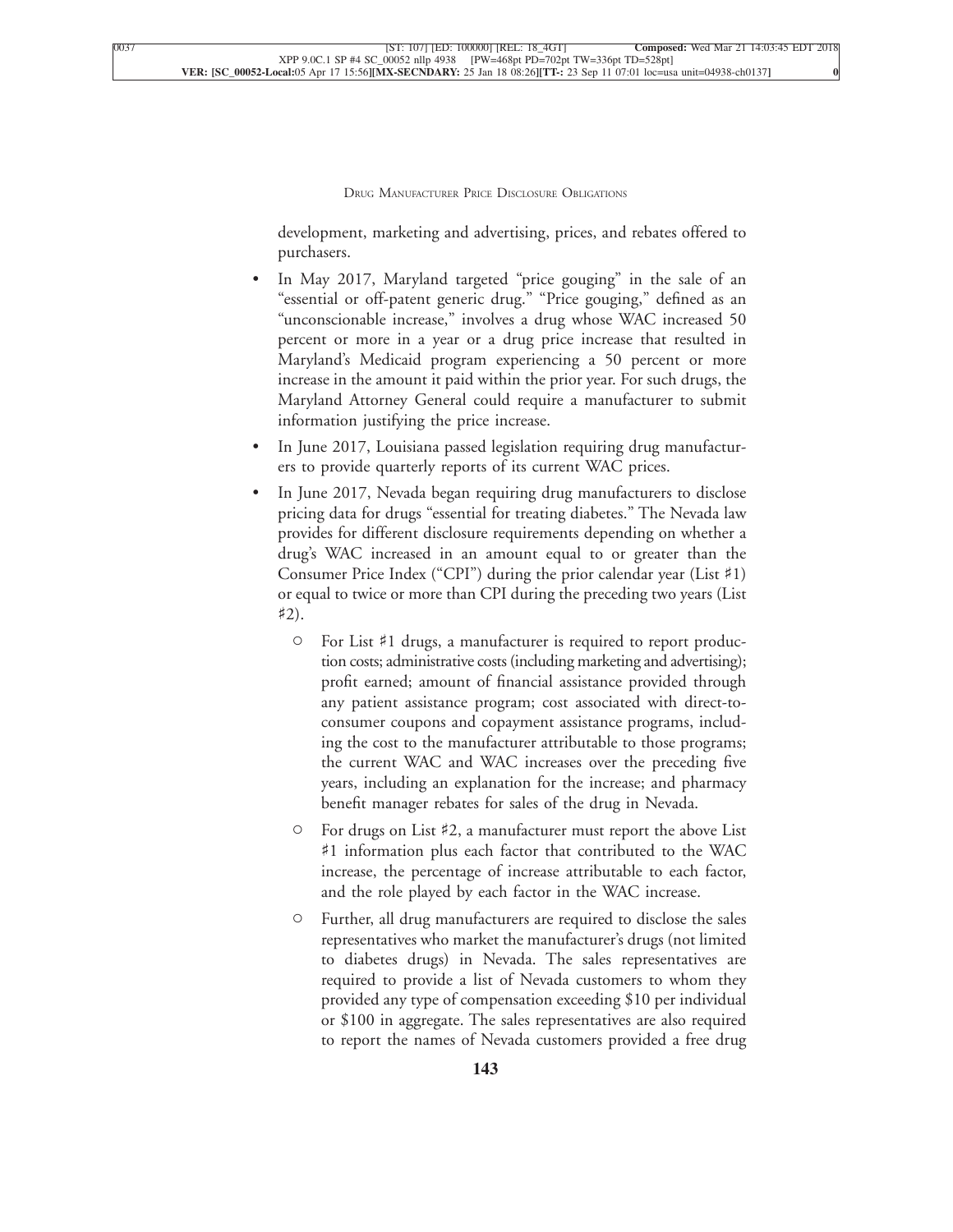development, marketing and advertising, prices, and rebates offered to purchasers.

- In May 2017, Maryland targeted "price gouging" in the sale of an "essential or off-patent generic drug." "Price gouging," defined as an "unconscionable increase," involves a drug whose WAC increased 50 percent or more in a year or a drug price increase that resulted in Maryland's Medicaid program experiencing a 50 percent or more increase in the amount it paid within the prior year. For such drugs, the Maryland Attorney General could require a manufacturer to submit information justifying the price increase.
- In June 2017, Louisiana passed legislation requiring drug manufacturers to provide quarterly reports of its current WAC prices.
- In June 2017, Nevada began requiring drug manufacturers to disclose pricing data for drugs "essential for treating diabetes." The Nevada law provides for different disclosure requirements depending on whether a drug's WAC increased in an amount equal to or greater than the Consumer Price Index ("CPI") during the prior calendar year (List ♯1) or equal to twice or more than CPI during the preceding two years (List ♯2).
    - For List ♯1 drugs, a manufacturer is required to report production costs; administrative costs (including marketing and advertising); profit earned; amount of financial assistance provided through any patient assistance program; cost associated with direct-to-consumer coupons and copayment assistance programs, including the cost to the manufacturer attributable to those programs; the current WAC and WAC increases over the preceding five years, including an explanation for the increase; and pharmacy benefit manager rebates for sales of the drug in Nevada.
    - For drugs on List ♯2, a manufacturer must report the above List ♯1 information plus each factor that contributed to the WAC increase, the percentage of increase attributable to each factor, and the role played by each factor in the WAC increase.
    - Further, all drug manufacturers are required to disclose the sales representatives who market the manufacturer's drugs (not limited to diabetes drugs) in Nevada. The sales representatives are required to provide a list of Nevada customers to whom they provided any type of compensation exceeding $10 per individual or $100 in aggregate. The sales representatives are also required to report the names of Nevada customers provided a free drug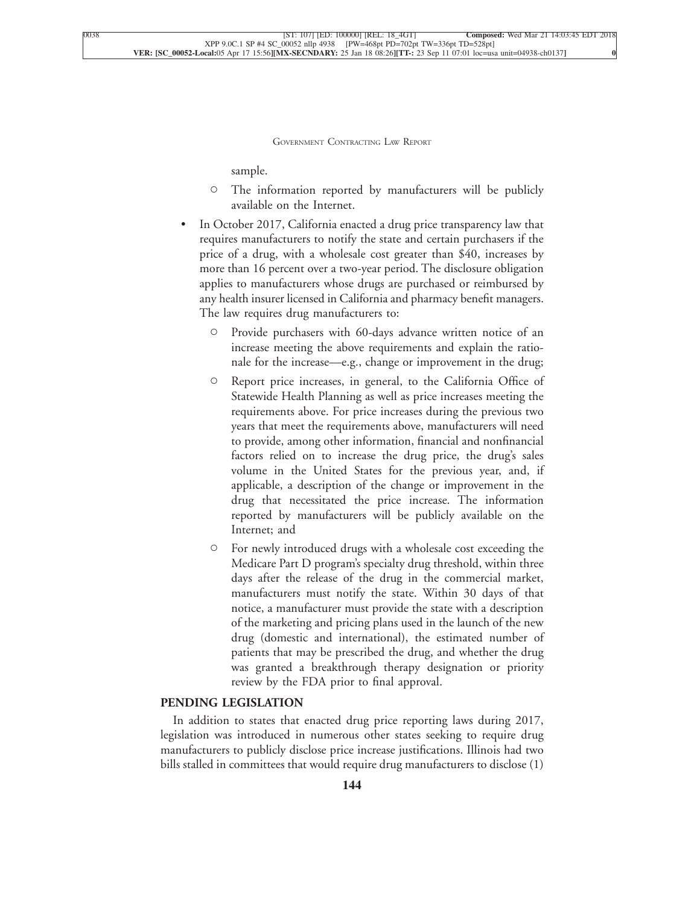sample.

  - The information reported by manufacturers will be publicly available on the Internet.

- In October 2017, California enacted a drug price transparency law that requires manufacturers to notify the state and certain purchasers if the price of a drug, with a wholesale cost greater than $40, increases by more than 16 percent over a two-year period. The disclosure obligation applies to manufacturers whose drugs are purchased or reimbursed by any health insurer licensed in California and pharmacy benefit managers. The law requires drug manufacturers to:
  - Provide purchasers with 60-days advance written notice of an increase meeting the above requirements and explain the rationale for the increase—e.g., change or improvement in the drug;
  - Report price increases, in general, to the California Office of Statewide Health Planning as well as price increases meeting the requirements above. For price increases during the previous two years that meet the requirements above, manufacturers will need to provide, among other information, financial and nonfinancial factors relied on to increase the drug price, the drug's sales volume in the United States for the previous year, and, if applicable, a description of the change or improvement in the drug that necessitated the price increase. The information reported by manufacturers will be publicly available on the Internet; and
  - For newly introduced drugs with a wholesale cost exceeding the Medicare Part D program's specialty drug threshold, within three days after the release of the drug in the commercial market, manufacturers must notify the state. Within 30 days of that notice, a manufacturer must provide the state with a description of the marketing and pricing plans used in the launch of the new drug (domestic and international), the estimated number of patients that may be prescribed the drug, and whether the drug was granted a breakthrough therapy designation or priority review by the FDA prior to final approval.

## PENDING LEGISLATION

In addition to states that enacted drug price reporting laws during 2017, legislation was introduced in numerous other states seeking to require drug manufacturers to publicly disclose price increase justifications. Illinois had two bills stalled in committees that would require drug manufacturers to disclose (1)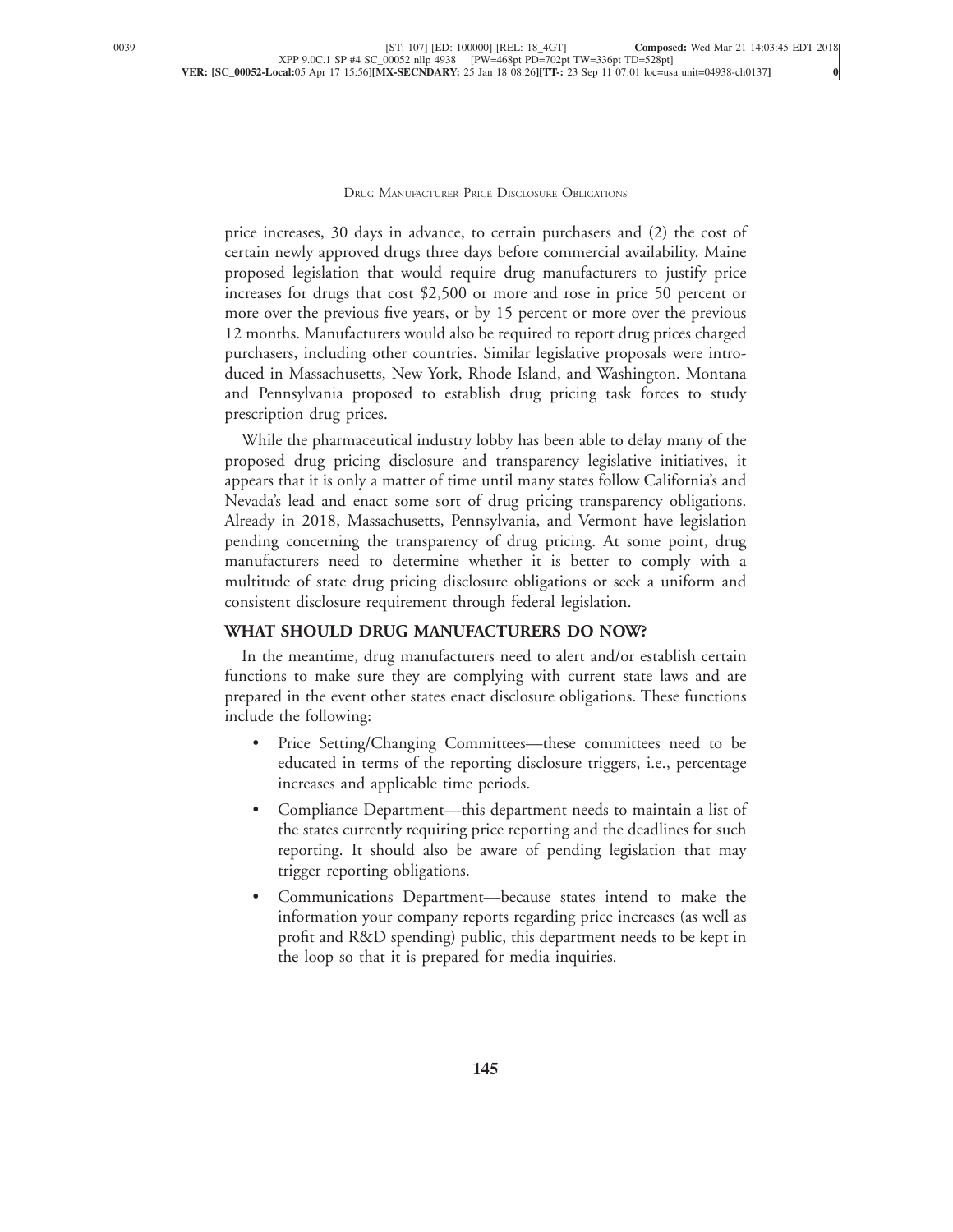price increases, 30 days in advance, to certain purchasers and (2) the cost of certain newly approved drugs three days before commercial availability. Maine proposed legislation that would require drug manufacturers to justify price increases for drugs that cost $2,500 or more and rose in price 50 percent or more over the previous five years, or by 15 percent or more over the previous 12 months. Manufacturers would also be required to report drug prices charged purchasers, including other countries. Similar legislative proposals were introduced in Massachusetts, New York, Rhode Island, and Washington. Montana and Pennsylvania proposed to establish drug pricing task forces to study prescription drug prices.

While the pharmaceutical industry lobby has been able to delay many of the proposed drug pricing disclosure and transparency legislative initiatives, it appears that it is only a matter of time until many states follow California's and Nevada's lead and enact some sort of drug pricing transparency obligations. Already in 2018, Massachusetts, Pennsylvania, and Vermont have legislation pending concerning the transparency of drug pricing. At some point, drug manufacturers need to determine whether it is better to comply with a multitude of state drug pricing disclosure obligations or seek a uniform and consistent disclosure requirement through federal legislation.

## WHAT SHOULD DRUG MANUFACTURERS DO NOW?

In the meantime, drug manufacturers need to alert and/or establish certain functions to make sure they are complying with current state laws and are prepared in the event other states enact disclosure obligations. These functions include the following:

- Price Setting/Changing Committees—these committees need to be educated in terms of the reporting disclosure triggers, i.e., percentage increases and applicable time periods.
- Compliance Department—this department needs to maintain a list of the states currently requiring price reporting and the deadlines for such reporting. It should also be aware of pending legislation that may trigger reporting obligations.
- Communications Department—because states intend to make the information your company reports regarding price increases (as well as profit and R&D spending) public, this department needs to be kept in the loop so that it is prepared for media inquiries.